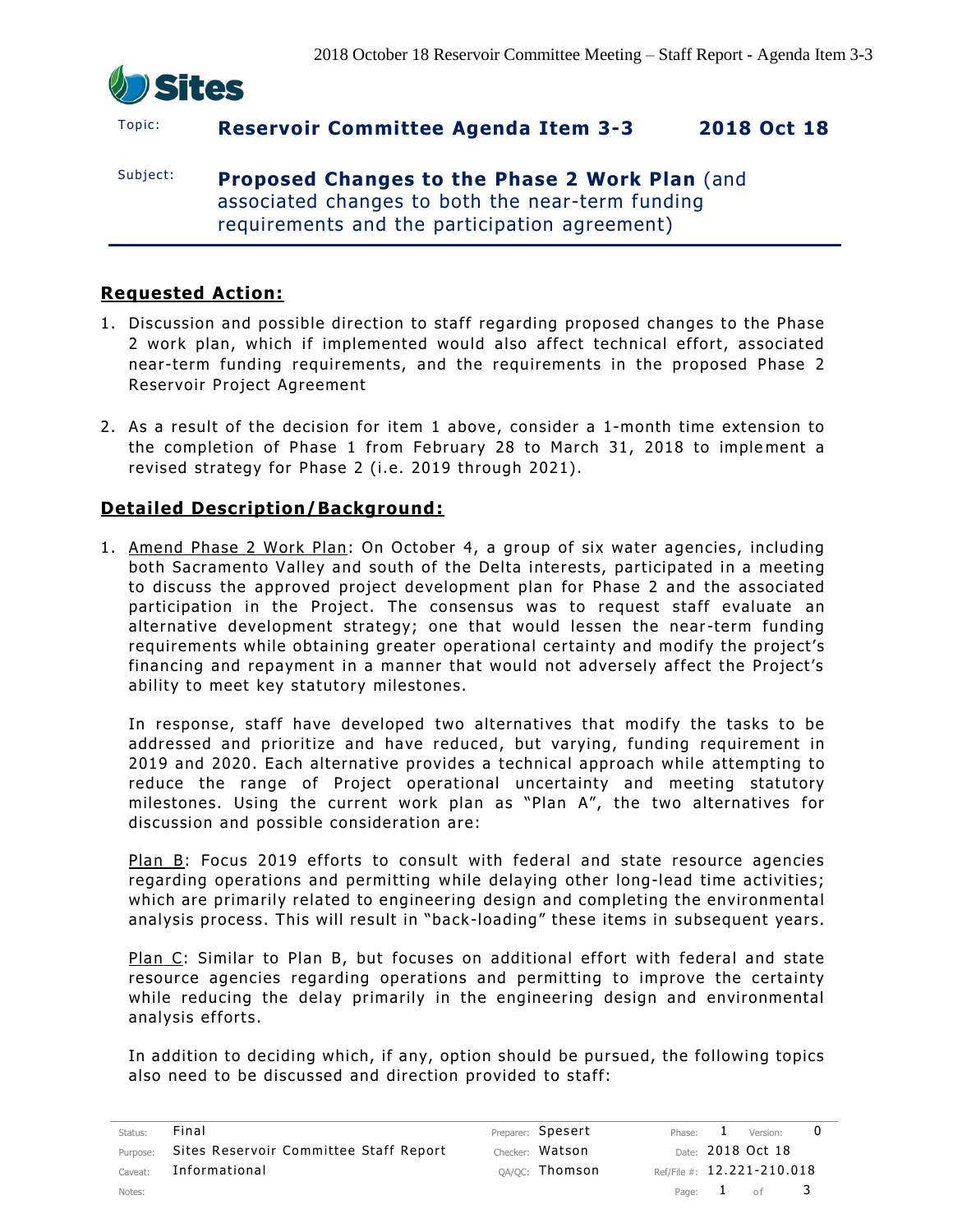**Topic:** Reservoir Committee Agenda Item 3-3 — 2018 Oct 18

**Subject:** **Proposed Changes to the Phase 2 Work Plan** (and associated changes to both the near-term funding requirements and the participation agreement)

## Requested Action:

1. Discussion and possible direction to staff regarding proposed changes to the Phase 2 work plan, which if implemented would also affect technical effort, associated near-term funding requirements, and the requirements in the proposed Phase 2 Reservoir Project Agreement

2. As a result of the decision for item 1 above, consider a 1-month time extension to the completion of Phase 1 from February 28 to March 31, 2018 to implement a revised strategy for Phase 2 (i.e. 2019 through 2021).

## Detailed Description/Background:

1. Amend Phase 2 Work Plan: On October 4, a group of six water agencies, including both Sacramento Valley and south of the Delta interests, participated in a meeting to discuss the approved project development plan for Phase 2 and the associated participation in the Project. The consensus was to request staff evaluate an alternative development strategy; one that would lessen the near-term funding requirements while obtaining greater operational certainty and modify the project's financing and repayment in a manner that would not adversely affect the Project's ability to meet key statutory milestones.

   In response, staff have developed two alternatives that modify the tasks to be addressed and prioritize and have reduced, but varying, funding requirement in 2019 and 2020. Each alternative provides a technical approach while attempting to reduce the range of Project operational uncertainty and meeting statutory milestones. Using the current work plan as "Plan A", the two alternatives for discussion and possible consideration are:

   Plan B: Focus 2019 efforts to consult with federal and state resource agencies regarding operations and permitting while delaying other long-lead time activities; which are primarily related to engineering design and completing the environmental analysis process. This will result in "back-loading" these items in subsequent years.

   Plan C: Similar to Plan B, but focuses on additional effort with federal and state resource agencies regarding operations and permitting to improve the certainty while reducing the delay primarily in the engineering design and environmental analysis efforts.

   In addition to deciding which, if any, option should be pursued, the following topics also need to be discussed and direction provided to staff:

| Status: | Final | Preparer: | Spesert | Phase: | 1 | Version: | 0 |
|---|---|---|---|---|---|---|---|
| Purpose: | Sites Reservoir Committee Staff Report | Checker: | Watson | Date: | 2018 Oct 18 | | |
| Caveat: | Informational | QA/QC: | Thomson | Ref/File #: | 12.221-210.018 | | |
| Notes: | | | | | | | |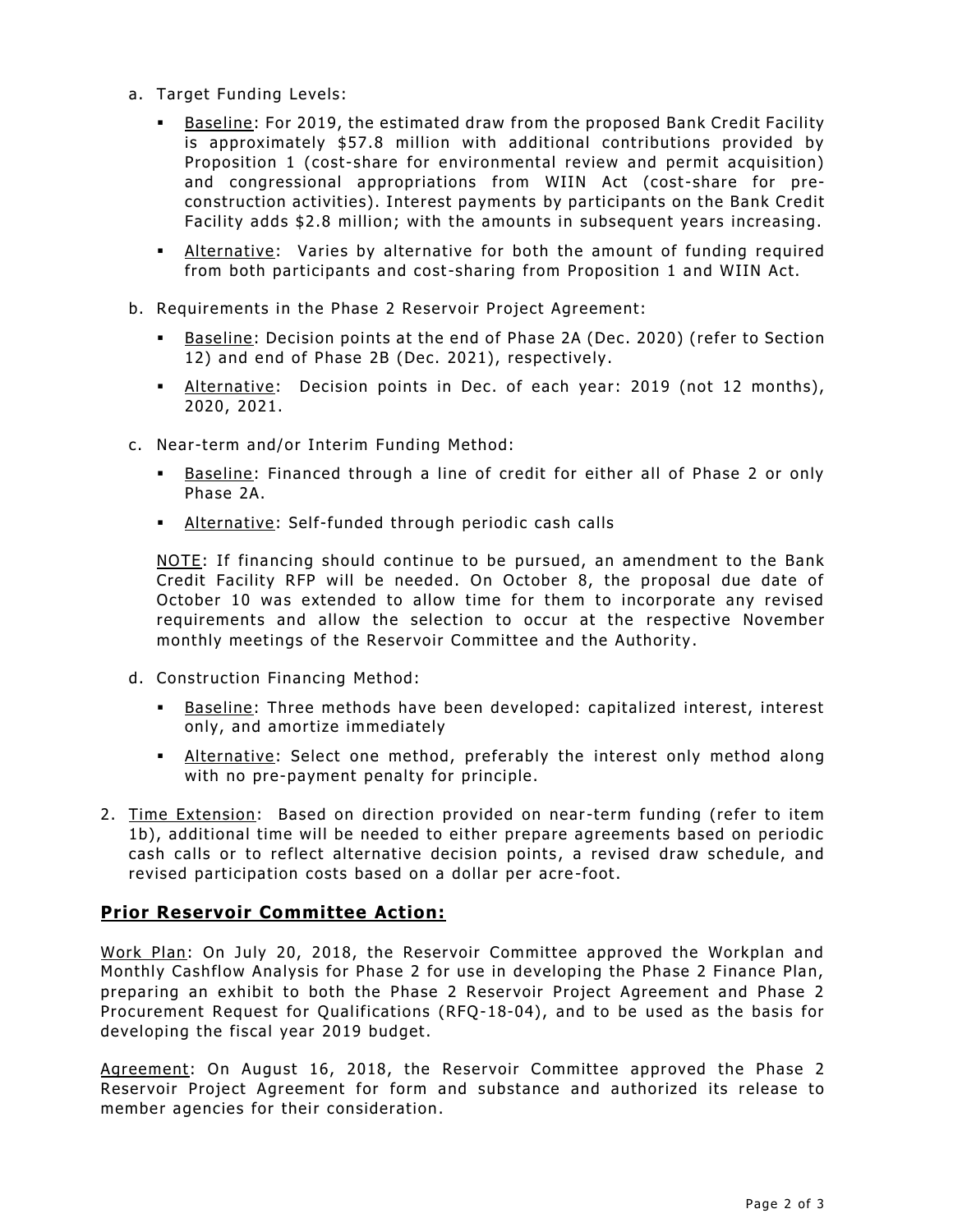a. Target Funding Levels:

   - Baseline: For 2019, the estimated draw from the proposed Bank Credit Facility is approximately $57.8 million with additional contributions provided by Proposition 1 (cost-share for environmental review and permit acquisition) and congressional appropriations from WIIN Act (cost-share for pre-construction activities). Interest payments by participants on the Bank Credit Facility adds $2.8 million; with the amounts in subsequent years increasing.
   - Alternative: Varies by alternative for both the amount of funding required from both participants and cost-sharing from Proposition 1 and WIIN Act.

b. Requirements in the Phase 2 Reservoir Project Agreement:

   - Baseline: Decision points at the end of Phase 2A (Dec. 2020) (refer to Section 12) and end of Phase 2B (Dec. 2021), respectively.
   - Alternative: Decision points in Dec. of each year: 2019 (not 12 months), 2020, 2021.

c. Near-term and/or Interim Funding Method:

   - Baseline: Financed through a line of credit for either all of Phase 2 or only Phase 2A.
   - Alternative: Self-funded through periodic cash calls

   NOTE: If financing should continue to be pursued, an amendment to the Bank Credit Facility RFP will be needed. On October 8, the proposal due date of October 10 was extended to allow time for them to incorporate any revised requirements and allow the selection to occur at the respective November monthly meetings of the Reservoir Committee and the Authority.

d. Construction Financing Method:

   - Baseline: Three methods have been developed: capitalized interest, interest only, and amortize immediately
   - Alternative: Select one method, preferably the interest only method along with no pre-payment penalty for principle.

2. Time Extension: Based on direction provided on near-term funding (refer to item 1b), additional time will be needed to either prepare agreements based on periodic cash calls or to reflect alternative decision points, a revised draw schedule, and revised participation costs based on a dollar per acre-foot.

## Prior Reservoir Committee Action:

Work Plan: On July 20, 2018, the Reservoir Committee approved the Workplan and Monthly Cashflow Analysis for Phase 2 for use in developing the Phase 2 Finance Plan, preparing an exhibit to both the Phase 2 Reservoir Project Agreement and Phase 2 Procurement Request for Qualifications (RFQ-18-04), and to be used as the basis for developing the fiscal year 2019 budget.

Agreement: On August 16, 2018, the Reservoir Committee approved the Phase 2 Reservoir Project Agreement for form and substance and authorized its release to member agencies for their consideration.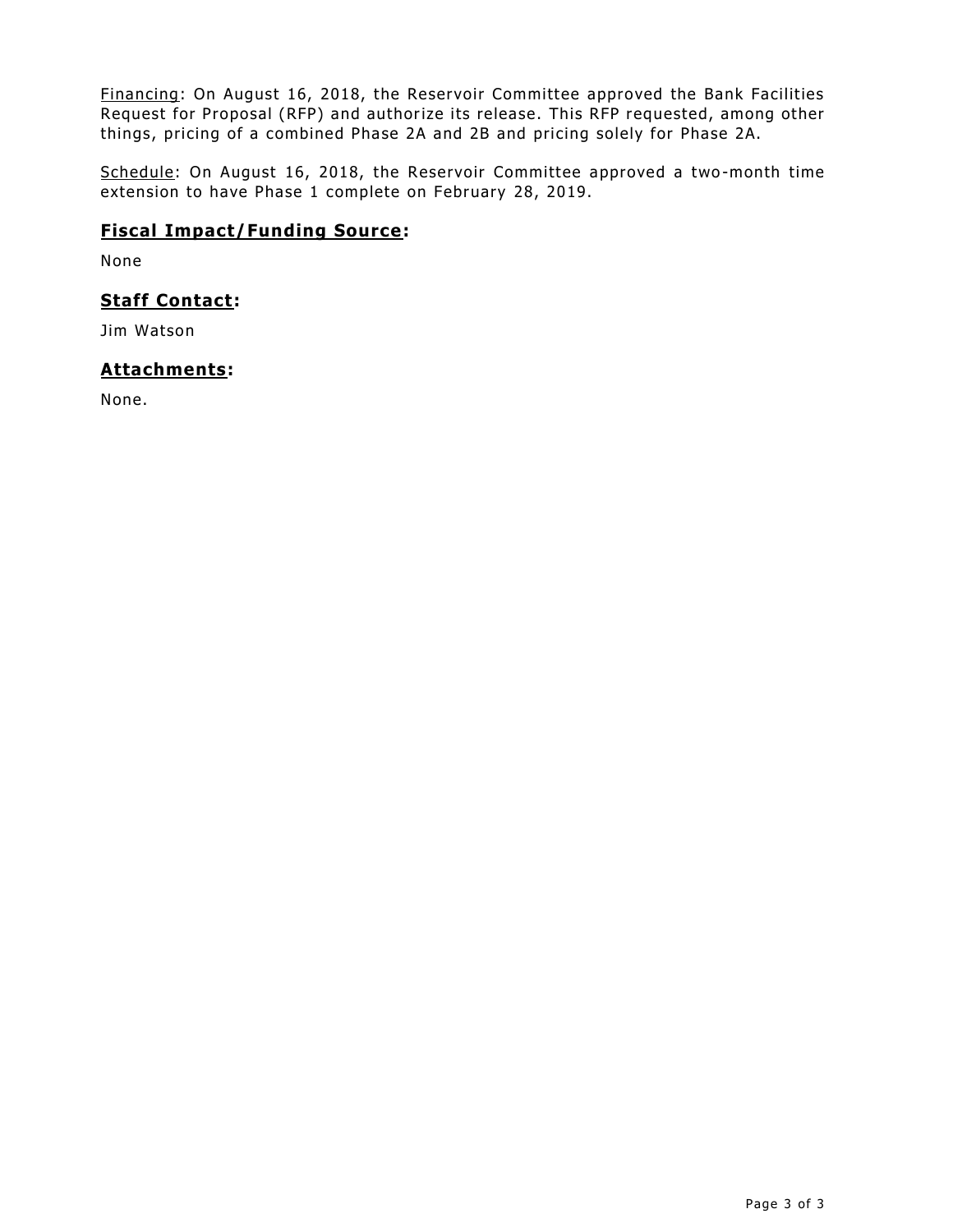<u>Financing</u>: On August 16, 2018, the Reservoir Committee approved the Bank Facilities Request for Proposal (RFP) and authorize its release. This RFP requested, among other things, pricing of a combined Phase 2A and 2B and pricing solely for Phase 2A.

<u>Schedule</u>: On August 16, 2018, the Reservoir Committee approved a two-month time extension to have Phase 1 complete on February 28, 2019.

## Fiscal Impact/Funding Source:

None

## Staff Contact:

Jim Watson

## Attachments:

None.